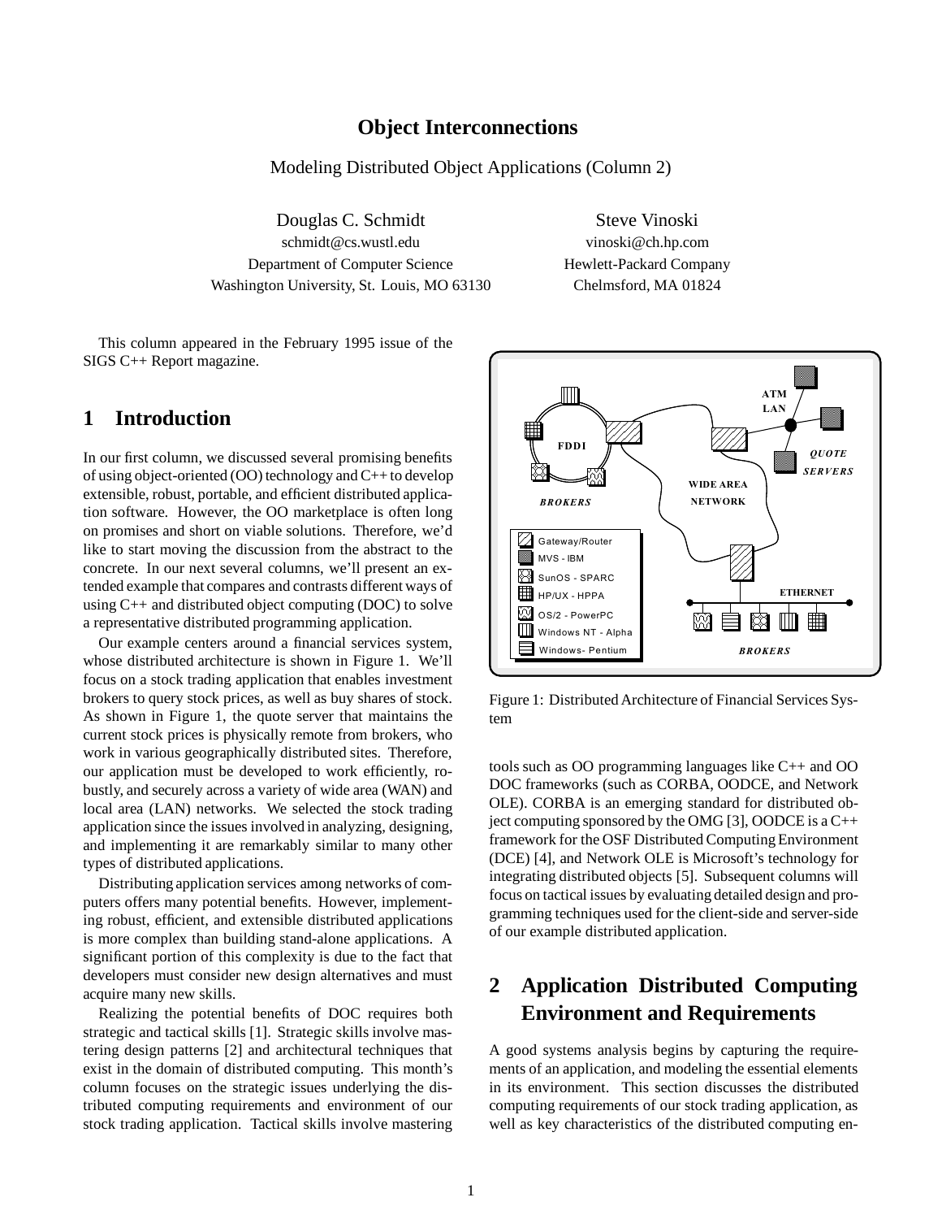# Object Interconnections

Modeling Distributed Object Applications (Column 2)

Douglas C. Schmidt
schmidt@cs.wustl.edu
Department of Computer Science
Washington University, St. Louis, MO 63130

Steve Vinoski
vinoski@ch.hp.com
Hewlett-Packard Company
Chelmsford, MA 01824

This column appeared in the February 1995 issue of the SIGS C++ Report magazine.

## 1 Introduction

In our first column, we discussed several promising benefits of using object-oriented (OO) technology and C++ to develop extensible, robust, portable, and efficient distributed application software. However, the OO marketplace is often long on promises and short on viable solutions. Therefore, we'd like to start moving the discussion from the abstract to the concrete. In our next several columns, we'll present an extended example that compares and contrasts different ways of using C++ and distributed object computing (DOC) to solve a representative distributed programming application.

Our example centers around a financial services system, whose distributed architecture is shown in Figure 1. We'll focus on a stock trading application that enables investment brokers to query stock prices, as well as buy shares of stock. As shown in Figure 1, the quote server that maintains the current stock prices is physically remote from brokers, who work in various geographically distributed sites. Therefore, our application must be developed to work efficiently, robustly, and securely across a variety of wide area (WAN) and local area (LAN) networks. We selected the stock trading application since the issues involved in analyzing, designing, and implementing it are remarkably similar to many other types of distributed applications.

Distributing application services among networks of computers offers many potential benefits. However, implementing robust, efficient, and extensible distributed applications is more complex than building stand-alone applications. A significant portion of this complexity is due to the fact that developers must consider new design alternatives and must acquire many new skills.

Realizing the potential benefits of DOC requires both strategic and tactical skills [1]. Strategic skills involve mastering design patterns [2] and architectural techniques that exist in the domain of distributed computing. This month's column focuses on the strategic issues underlying the distributed computing requirements and environment of our stock trading application. Tactical skills involve mastering tools such as OO programming languages like C++ and OO DOC frameworks (such as CORBA, OODCE, and Network OLE). CORBA is an emerging standard for distributed object computing sponsored by the OMG [3], OODCE is a C++ framework for the OSF Distributed Computing Environment (DCE) [4], and Network OLE is Microsoft's technology for integrating distributed objects [5]. Subsequent columns will focus on tactical issues by evaluating detailed design and programming techniques used for the client-side and server-side of our example distributed application.

Figure 1: Distributed Architecture of Financial Services System

## 2 Application Distributed Computing Environment and Requirements

A good systems analysis begins by capturing the requirements of an application, and modeling the essential elements in its environment. This section discusses the distributed computing requirements of our stock trading application, as well as key characteristics of the distributed computing en-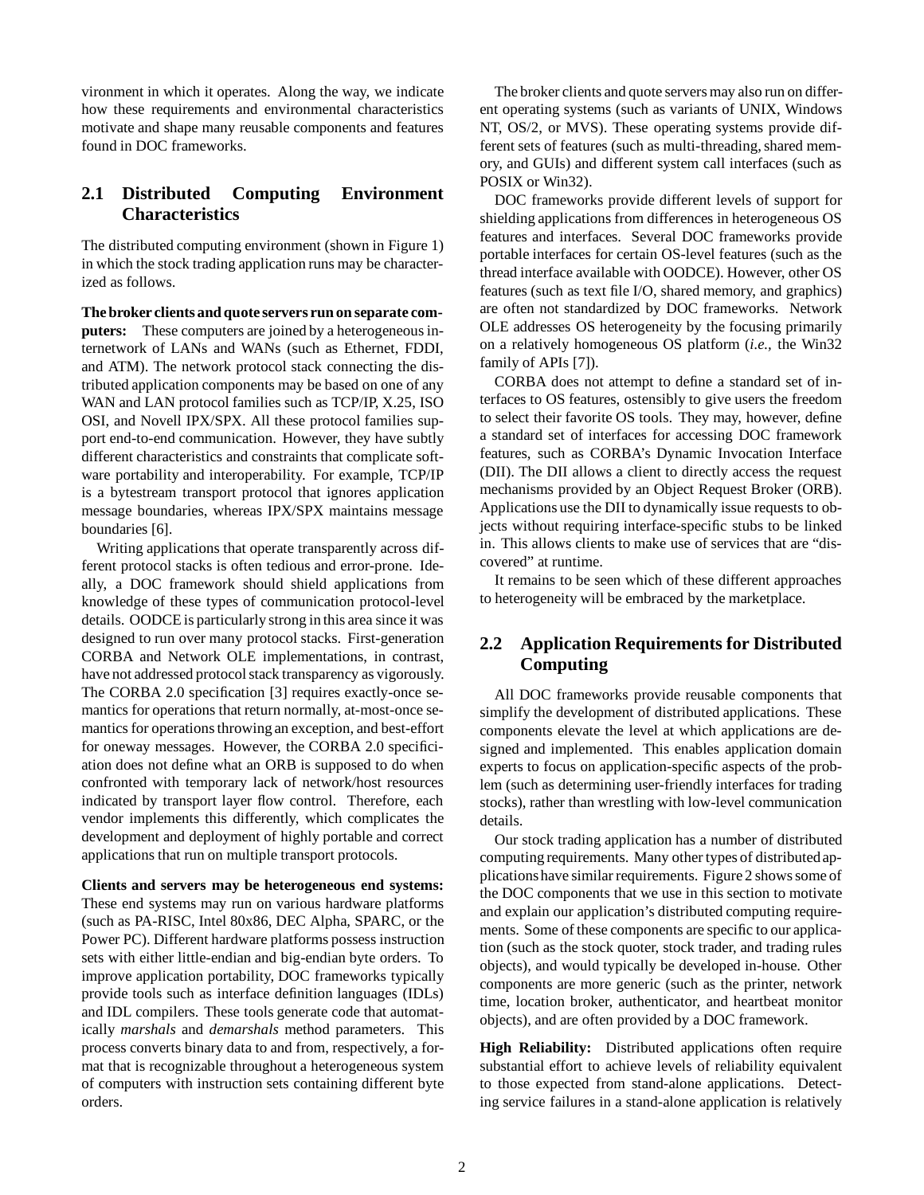vironment in which it operates. Along the way, we indicate how these requirements and environmental characteristics motivate and shape many reusable components and features found in DOC frameworks.

## 2.1 Distributed Computing Environment Characteristics

The distributed computing environment (shown in Figure 1) in which the stock trading application runs may be characterized as follows.

**The broker clients and quote servers run on separate computers:** These computers are joined by a heterogeneous internetwork of LANs and WANs (such as Ethernet, FDDI, and ATM). The network protocol stack connecting the distributed application components may be based on one of any WAN and LAN protocol families such as TCP/IP, X.25, ISO OSI, and Novell IPX/SPX. All these protocol families support end-to-end communication. However, they have subtly different characteristics and constraints that complicate software portability and interoperability. For example, TCP/IP is a bytestream transport protocol that ignores application message boundaries, whereas IPX/SPX maintains message boundaries [6].

Writing applications that operate transparently across different protocol stacks is often tedious and error-prone. Ideally, a DOC framework should shield applications from knowledge of these types of communication protocol-level details. OODCE is particularly strong in this area since it was designed to run over many protocol stacks. First-generation CORBA and Network OLE implementations, in contrast, have not addressed protocol stack transparency as vigorously. The CORBA 2.0 specification [3] requires exactly-once semantics for operations that return normally, at-most-once semantics for operations throwing an exception, and best-effort for oneway messages. However, the CORBA 2.0 specificiation does not define what an ORB is supposed to do when confronted with temporary lack of network/host resources indicated by transport layer flow control. Therefore, each vendor implements this differently, which complicates the development and deployment of highly portable and correct applications that run on multiple transport protocols.

**Clients and servers may be heterogeneous end systems:** These end systems may run on various hardware platforms (such as PA-RISC, Intel 80x86, DEC Alpha, SPARC, or the Power PC). Different hardware platforms possess instruction sets with either little-endian and big-endian byte orders. To improve application portability, DOC frameworks typically provide tools such as interface definition languages (IDLs) and IDL compilers. These tools generate code that automatically *marshals* and *demarshals* method parameters. This process converts binary data to and from, respectively, a format that is recognizable throughout a heterogeneous system of computers with instruction sets containing different byte orders.

The broker clients and quote servers may also run on different operating systems (such as variants of UNIX, Windows NT, OS/2, or MVS). These operating systems provide different sets of features (such as multi-threading, shared memory, and GUIs) and different system call interfaces (such as POSIX or Win32).

DOC frameworks provide different levels of support for shielding applications from differences in heterogeneous OS features and interfaces. Several DOC frameworks provide portable interfaces for certain OS-level features (such as the thread interface available with OODCE). However, other OS features (such as text file I/O, shared memory, and graphics) are often not standardized by DOC frameworks. Network OLE addresses OS heterogeneity by the focusing primarily on a relatively homogeneous OS platform (*i.e.*, the Win32 family of APIs [7]).

CORBA does not attempt to define a standard set of interfaces to OS features, ostensibly to give users the freedom to select their favorite OS tools. They may, however, define a standard set of interfaces for accessing DOC framework features, such as CORBA's Dynamic Invocation Interface (DII). The DII allows a client to directly access the request mechanisms provided by an Object Request Broker (ORB). Applications use the DII to dynamically issue requests to objects without requiring interface-specific stubs to be linked in. This allows clients to make use of services that are "discovered" at runtime.

It remains to be seen which of these different approaches to heterogeneity will be embraced by the marketplace.

## 2.2 Application Requirements for Distributed Computing

All DOC frameworks provide reusable components that simplify the development of distributed applications. These components elevate the level at which applications are designed and implemented. This enables application domain experts to focus on application-specific aspects of the problem (such as determining user-friendly interfaces for trading stocks), rather than wrestling with low-level communication details.

Our stock trading application has a number of distributed computing requirements. Many other types of distributed applications have similar requirements. Figure 2 shows some of the DOC components that we use in this section to motivate and explain our application's distributed computing requirements. Some of these components are specific to our application (such as the stock quoter, stock trader, and trading rules objects), and would typically be developed in-house. Other components are more generic (such as the printer, network time, location broker, authenticator, and heartbeat monitor objects), and are often provided by a DOC framework.

**High Reliability:** Distributed applications often require substantial effort to achieve levels of reliability equivalent to those expected from stand-alone applications. Detecting service failures in a stand-alone application is relatively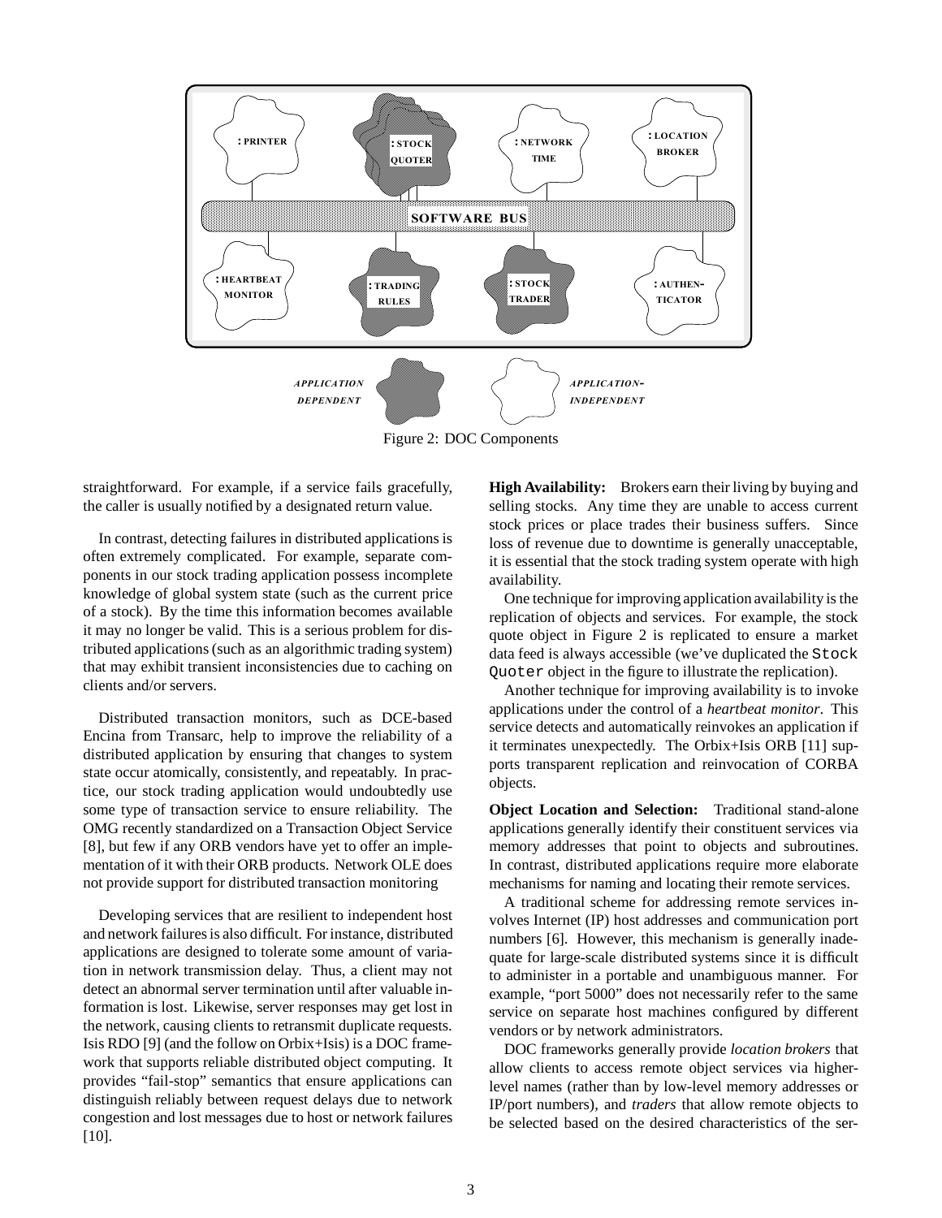Figure 2: DOC Components

straightforward. For example, if a service fails gracefully, the caller is usually notified by a designated return value.

In contrast, detecting failures in distributed applications is often extremely complicated. For example, separate components in our stock trading application possess incomplete knowledge of global system state (such as the current price of a stock). By the time this information becomes available it may no longer be valid. This is a serious problem for distributed applications (such as an algorithmic trading system) that may exhibit transient inconsistencies due to caching on clients and/or servers.

Distributed transaction monitors, such as DCE-based Encina from Transarc, help to improve the reliability of a distributed application by ensuring that changes to system state occur atomically, consistently, and repeatably. In practice, our stock trading application would undoubtedly use some type of transaction service to ensure reliability. The OMG recently standardized on a Transaction Object Service [8], but few if any ORB vendors have yet to offer an implementation of it with their ORB products. Network OLE does not provide support for distributed transaction monitoring

Developing services that are resilient to independent host and network failures is also difficult. For instance, distributed applications are designed to tolerate some amount of variation in network transmission delay. Thus, a client may not detect an abnormal server termination until after valuable information is lost. Likewise, server responses may get lost in the network, causing clients to retransmit duplicate requests. Isis RDO [9] (and the follow on Orbix+Isis) is a DOC framework that supports reliable distributed object computing. It provides "fail-stop" semantics that ensure applications can distinguish reliably between request delays due to network congestion and lost messages due to host or network failures [10].

**High Availability:** Brokers earn their living by buying and selling stocks. Any time they are unable to access current stock prices or place trades their business suffers. Since loss of revenue due to downtime is generally unacceptable, it is essential that the stock trading system operate with high availability.

One technique for improving application availability is the replication of objects and services. For example, the stock quote object in Figure 2 is replicated to ensure a market data feed is always accessible (we've duplicated the `Stock Quoter` object in the figure to illustrate the replication).

Another technique for improving availability is to invoke applications under the control of a *heartbeat monitor*. This service detects and automatically reinvokes an application if it terminates unexpectedly. The Orbix+Isis ORB [11] supports transparent replication and reinvocation of CORBA objects.

**Object Location and Selection:** Traditional stand-alone applications generally identify their constituent services via memory addresses that point to objects and subroutines. In contrast, distributed applications require more elaborate mechanisms for naming and locating their remote services.

A traditional scheme for addressing remote services involves Internet (IP) host addresses and communication port numbers [6]. However, this mechanism is generally inadequate for large-scale distributed systems since it is difficult to administer in a portable and unambiguous manner. For example, "port 5000" does not necessarily refer to the same service on separate host machines configured by different vendors or by network administrators.

DOC frameworks generally provide *location brokers* that allow clients to access remote object services via higher-level names (rather than by low-level memory addresses or IP/port numbers), and *traders* that allow remote objects to be selected based on the desired characteristics of the ser-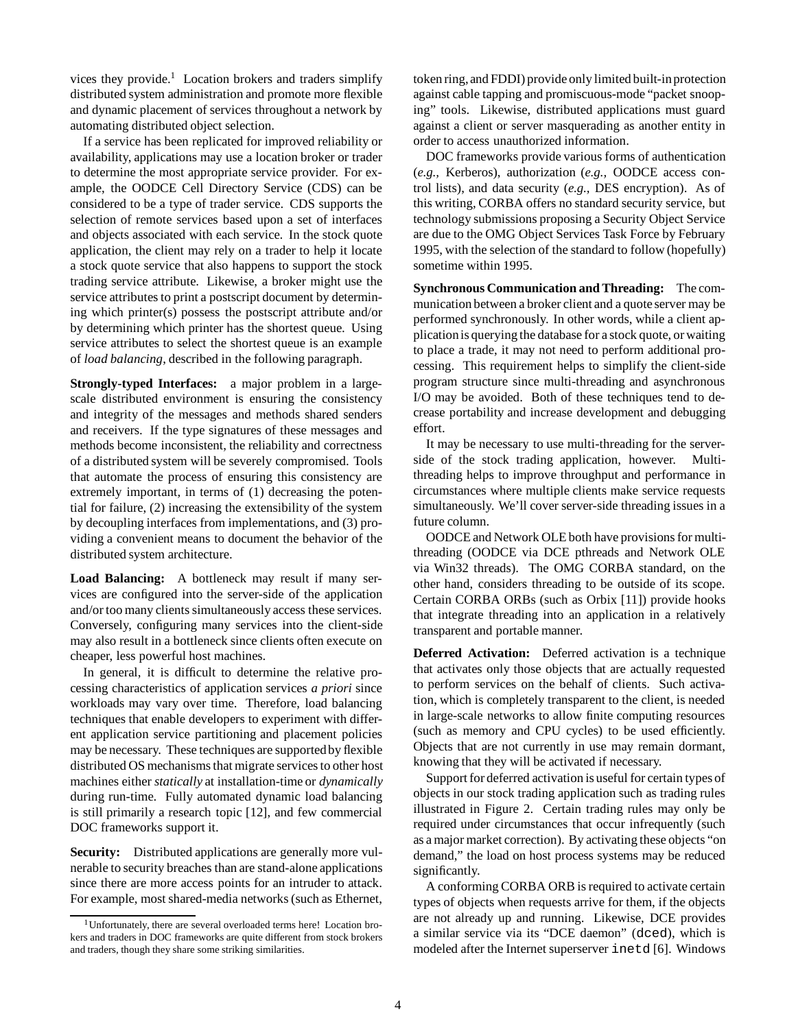vices they provide.[1] Location brokers and traders simplify distributed system administration and promote more flexible and dynamic placement of services throughout a network by automating distributed object selection.

If a service has been replicated for improved reliability or availability, applications may use a location broker or trader to determine the most appropriate service provider. For example, the OODCE Cell Directory Service (CDS) can be considered to be a type of trader service. CDS supports the selection of remote services based upon a set of interfaces and objects associated with each service. In the stock quote application, the client may rely on a trader to help it locate a stock quote service that also happens to support the stock trading service attribute. Likewise, a broker might use the service attributes to print a postscript document by determining which printer(s) possess the postscript attribute and/or by determining which printer has the shortest queue. Using service attributes to select the shortest queue is an example of *load balancing*, described in the following paragraph.

**Strongly-typed Interfaces:** a major problem in a large-scale distributed environment is ensuring the consistency and integrity of the messages and methods shared senders and receivers. If the type signatures of these messages and methods become inconsistent, the reliability and correctness of a distributed system will be severely compromised. Tools that automate the process of ensuring this consistency are extremely important, in terms of (1) decreasing the potential for failure, (2) increasing the extensibility of the system by decoupling interfaces from implementations, and (3) providing a convenient means to document the behavior of the distributed system architecture.

**Load Balancing:** A bottleneck may result if many services are configured into the server-side of the application and/or too many clients simultaneously access these services. Conversely, configuring many services into the client-side may also result in a bottleneck since clients often execute on cheaper, less powerful host machines.

In general, it is difficult to determine the relative processing characteristics of application services *a priori* since workloads may vary over time. Therefore, load balancing techniques that enable developers to experiment with different application service partitioning and placement policies may be necessary. These techniques are supported by flexible distributed OS mechanisms that migrate services to other host machines either *statically* at installation-time or *dynamically* during run-time. Fully automated dynamic load balancing is still primarily a research topic [12], and few commercial DOC frameworks support it.

**Security:** Distributed applications are generally more vulnerable to security breaches than are stand-alone applications since there are more access points for an intruder to attack. For example, most shared-media networks (such as Ethernet, token ring, and FDDI) provide only limited built-in protection against cable tapping and promiscuous-mode "packet snooping" tools. Likewise, distributed applications must guard against a client or server masquerading as another entity in order to access unauthorized information.

DOC frameworks provide various forms of authentication (*e.g.,* Kerberos), authorization (*e.g.,* OODCE access control lists), and data security (*e.g.,* DES encryption). As of this writing, CORBA offers no standard security service, but technology submissions proposing a Security Object Service are due to the OMG Object Services Task Force by February 1995, with the selection of the standard to follow (hopefully) sometime within 1995.

**Synchronous Communication and Threading:** The communication between a broker client and a quote server may be performed synchronously. In other words, while a client application is querying the database for a stock quote, or waiting to place a trade, it may not need to perform additional processing. This requirement helps to simplify the client-side program structure since multi-threading and asynchronous I/O may be avoided. Both of these techniques tend to decrease portability and increase development and debugging effort.

It may be necessary to use multi-threading for the server-side of the stock trading application, however. Multi-threading helps to improve throughput and performance in circumstances where multiple clients make service requests simultaneously. We'll cover server-side threading issues in a future column.

OODCE and Network OLE both have provisions for multi-threading (OODCE via DCE pthreads and Network OLE via Win32 threads). The OMG CORBA standard, on the other hand, considers threading to be outside of its scope. Certain CORBA ORBs (such as Orbix [11]) provide hooks that integrate threading into an application in a relatively transparent and portable manner.

**Deferred Activation:** Deferred activation is a technique that activates only those objects that are actually requested to perform services on the behalf of clients. Such activation, which is completely transparent to the client, is needed in large-scale networks to allow finite computing resources (such as memory and CPU cycles) to be used efficiently. Objects that are not currently in use may remain dormant, knowing that they will be activated if necessary.

Support for deferred activation is useful for certain types of objects in our stock trading application such as trading rules illustrated in Figure 2. Certain trading rules may only be required under circumstances that occur infrequently (such as a major market correction). By activating these objects "on demand," the load on host process systems may be reduced significantly.

A conforming CORBA ORB is required to activate certain types of objects when requests arrive for them, if the objects are not already up and running. Likewise, DCE provides a similar service via its "DCE daemon" (`dced`), which is modeled after the Internet superserver `inetd` [6]. Windows

[1] Unfortunately, there are several overloaded terms here! Location brokers and traders in DOC frameworks are quite different from stock brokers and traders, though they share some striking similarities.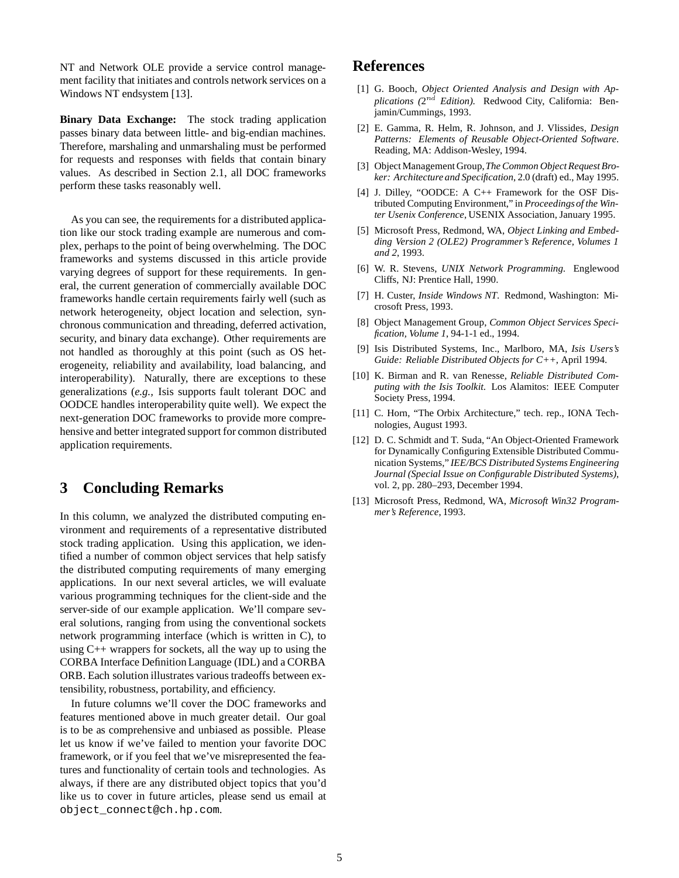NT and Network OLE provide a service control management facility that initiates and controls network services on a Windows NT endsystem [13].

**Binary Data Exchange:** The stock trading application passes binary data between little- and big-endian machines. Therefore, marshaling and unmarshaling must be performed for requests and responses with fields that contain binary values. As described in Section 2.1, all DOC frameworks perform these tasks reasonably well.

As you can see, the requirements for a distributed application like our stock trading example are numerous and complex, perhaps to the point of being overwhelming. The DOC frameworks and systems discussed in this article provide varying degrees of support for these requirements. In general, the current generation of commercially available DOC frameworks handle certain requirements fairly well (such as network heterogeneity, object location and selection, synchronous communication and threading, deferred activation, security, and binary data exchange). Other requirements are not handled as thoroughly at this point (such as OS heterogeneity, reliability and availability, load balancing, and interoperability). Naturally, there are exceptions to these generalizations (*e.g.,* Isis supports fault tolerant DOC and OODCE handles interoperability quite well). We expect the next-generation DOC frameworks to provide more comprehensive and better integrated support for common distributed application requirements.

## 3 Concluding Remarks

In this column, we analyzed the distributed computing environment and requirements of a representative distributed stock trading application. Using this application, we identified a number of common object services that help satisfy the distributed computing requirements of many emerging applications. In our next several articles, we will evaluate various programming techniques for the client-side and the server-side of our example application. We'll compare several solutions, ranging from using the conventional sockets network programming interface (which is written in C), to using C++ wrappers for sockets, all the way up to using the CORBA Interface Definition Language (IDL) and a CORBA ORB. Each solution illustrates various tradeoffs between extensibility, robustness, portability, and efficiency.

In future columns we'll cover the DOC frameworks and features mentioned above in much greater detail. Our goal is to be as comprehensive and unbiased as possible. Please let us know if we've failed to mention your favorite DOC framework, or if you feel that we've misrepresented the features and functionality of certain tools and technologies. As always, if there are any distributed object topics that you'd like us to cover in future articles, please send us email at `object_connect@ch.hp.com`.

## References

[1] G. Booch, *Object Oriented Analysis and Design with Applications ($2^{nd}$ Edition).* Redwood City, California: Benjamin/Cummings, 1993.

[2] E. Gamma, R. Helm, R. Johnson, and J. Vlissides, *Design Patterns: Elements of Reusable Object-Oriented Software.* Reading, MA: Addison-Wesley, 1994.

[3] Object Management Group, *The Common Object Request Broker: Architecture and Specification*, 2.0 (draft) ed., May 1995.

[4] J. Dilley, "OODCE: A C++ Framework for the OSF Distributed Computing Environment," in *Proceedings of the Winter Usenix Conference*, USENIX Association, January 1995.

[5] Microsoft Press, Redmond, WA, *Object Linking and Embedding Version 2 (OLE2) Programmer's Reference, Volumes 1 and 2*, 1993.

[6] W. R. Stevens, *UNIX Network Programming.* Englewood Cliffs, NJ: Prentice Hall, 1990.

[7] H. Custer, *Inside Windows NT.* Redmond, Washington: Microsoft Press, 1993.

[8] Object Management Group, *Common Object Services Specification, Volume 1*, 94-1-1 ed., 1994.

[9] Isis Distributed Systems, Inc., Marlboro, MA, *Isis Users's Guide: Reliable Distributed Objects for C++*, April 1994.

[10] K. Birman and R. van Renesse, *Reliable Distributed Computing with the Isis Toolkit.* Los Alamitos: IEEE Computer Society Press, 1994.

[11] C. Horn, "The Orbix Architecture," tech. rep., IONA Technologies, August 1993.

[12] D. C. Schmidt and T. Suda, "An Object-Oriented Framework for Dynamically Configuring Extensible Distributed Communication Systems," *IEE/BCS Distributed Systems Engineering Journal (Special Issue on Configurable Distributed Systems)*, vol. 2, pp. 280–293, December 1994.

[13] Microsoft Press, Redmond, WA, *Microsoft Win32 Programmer's Reference*, 1993.